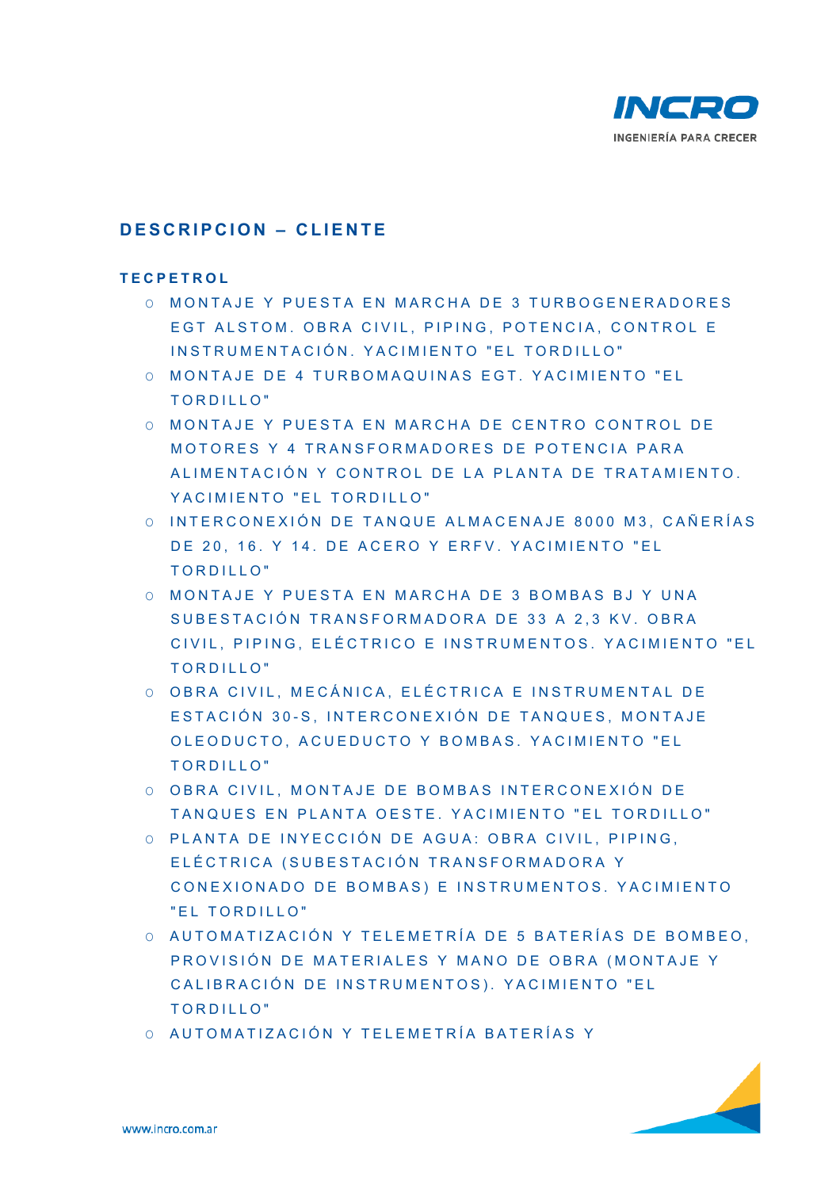## DESCRIPCION – CLIENTE

### TECPETROL

- MONTAJE Y PUESTA EN MARCHA DE 3 TURBOGENERADORES EGT ALSTOM. OBRA CIVIL, PIPING, POTENCIA, CONTROL E INSTRUMENTACIÓN. YACIMIENTO "EL TORDILLO"
- MONTAJE DE 4 TURBOMAQUINAS EGT. YACIMIENTO "EL TORDILLO"
- MONTAJE Y PUESTA EN MARCHA DE CENTRO CONTROL DE MOTORES Y 4 TRANSFORMADORES DE POTENCIA PARA ALIMENTACIÓN Y CONTROL DE LA PLANTA DE TRATAMIENTO. YACIMIENTO "EL TORDILLO"
- INTERCONEXIÓN DE TANQUE ALMACENAJE 8000 M3, CAÑERÍAS DE 20, 16. Y 14. DE ACERO Y ERFV. YACIMIENTO "EL TORDILLO"
- MONTAJE Y PUESTA EN MARCHA DE 3 BOMBAS BJ Y UNA SUBESTACIÓN TRANSFORMADORA DE 33 A 2,3 KV. OBRA CIVIL, PIPING, ELÉCTRICO E INSTRUMENTOS. YACIMIENTO "EL TORDILLO"
- OBRA CIVIL, MECÁNICA, ELÉCTRICA E INSTRUMENTAL DE ESTACIÓN 30-S, INTERCONEXIÓN DE TANQUES, MONTAJE OLEODUCTO, ACUEDUCTO Y BOMBAS. YACIMIENTO "EL TORDILLO"
- OBRA CIVIL, MONTAJE DE BOMBAS INTERCONEXIÓN DE TANQUES EN PLANTA OESTE. YACIMIENTO "EL TORDILLO"
- PLANTA DE INYECCIÓN DE AGUA: OBRA CIVIL, PIPING, ELÉCTRICA (SUBESTACIÓN TRANSFORMADORA Y CONEXIONADO DE BOMBAS) E INSTRUMENTOS. YACIMIENTO "EL TORDILLO"
- AUTOMATIZACIÓN Y TELEMETRÍA DE 5 BATERÍAS DE BOMBEO, PROVISIÓN DE MATERIALES Y MANO DE OBRA (MONTAJE Y CALIBRACIÓN DE INSTRUMENTOS). YACIMIENTO "EL TORDILLO"
- AUTOMATIZACIÓN Y TELEMETRÍA BATERÍAS Y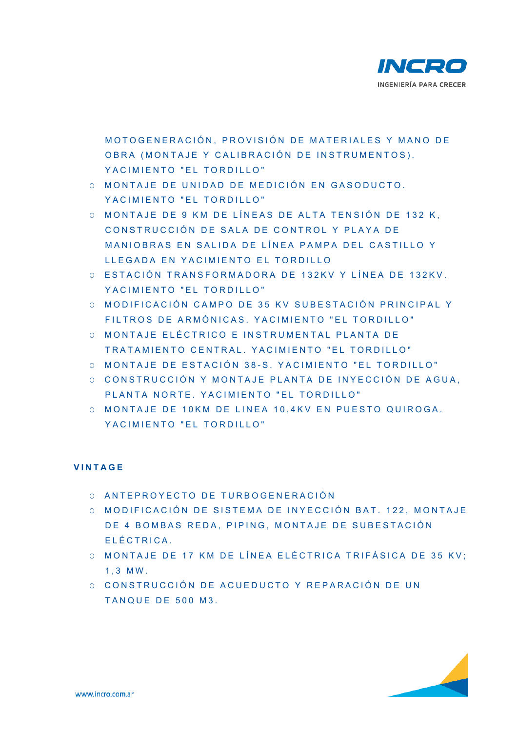MOTOGENERACIÓN, PROVISIÓN DE MATERIALES Y MANO DE OBRA (MONTAJE Y CALIBRACIÓN DE INSTRUMENTOS). YACIMIENTO "EL TORDILLO"

- MONTAJE DE UNIDAD DE MEDICIÓN EN GASODUCTO. YACIMIENTO "EL TORDILLO"
- MONTAJE DE 9 KM DE LÍNEAS DE ALTA TENSIÓN DE 132 K, CONSTRUCCIÓN DE SALA DE CONTROL Y PLAYA DE MANIOBRAS EN SALIDA DE LÍNEA PAMPA DEL CASTILLO Y LLEGADA EN YACIMIENTO EL TORDILLO
- ESTACIÓN TRANSFORMADORA DE 132KV Y LÍNEA DE 132KV. YACIMIENTO "EL TORDILLO"
- MODIFICACIÓN CAMPO DE 35 KV SUBESTACIÓN PRINCIPAL Y FILTROS DE ARMÓNICAS. YACIMIENTO "EL TORDILLO"
- MONTAJE ELÉCTRICO E INSTRUMENTAL PLANTA DE TRATAMIENTO CENTRAL. YACIMIENTO "EL TORDILLO"
- MONTAJE DE ESTACIÓN 38-S. YACIMIENTO "EL TORDILLO"
- CONSTRUCCIÓN Y MONTAJE PLANTA DE INYECCIÓN DE AGUA, PLANTA NORTE. YACIMIENTO "EL TORDILLO"
- MONTAJE DE 10KM DE LINEA 10,4KV EN PUESTO QUIROGA. YACIMIENTO "EL TORDILLO"

**VINTAGE**

- ANTEPROYECTO DE TURBOGENERACIÓN
- MODIFICACIÓN DE SISTEMA DE INYECCIÓN BAT. 122, MONTAJE DE 4 BOMBAS REDA, PIPING, MONTAJE DE SUBESTACIÓN ELÉCTRICA.
- MONTAJE DE 17 KM DE LÍNEA ELÉCTRICA TRIFÁSICA DE 35 KV; 1,3 MW.
- CONSTRUCCIÓN DE ACUEDUCTO Y REPARACIÓN DE UN TANQUE DE 500 M3.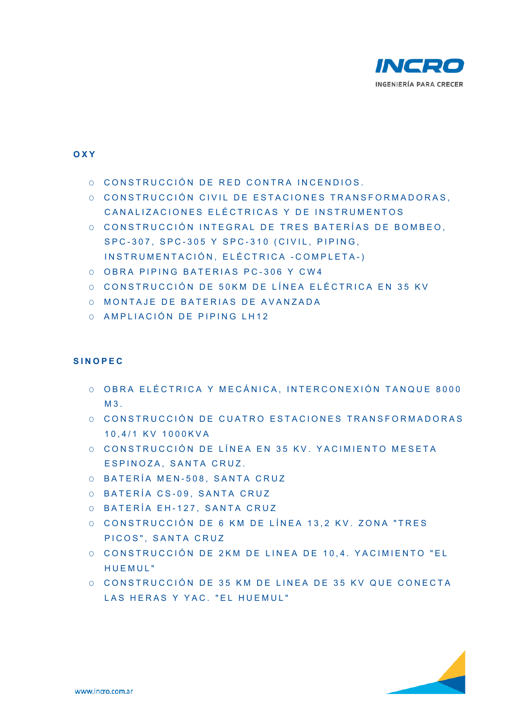## OXY

- CONSTRUCCIÓN DE RED CONTRA INCENDIOS.
- CONSTRUCCIÓN CIVIL DE ESTACIONES TRANSFORMADORAS, CANALIZACIONES ELÉCTRICAS Y DE INSTRUMENTOS
- CONSTRUCCIÓN INTEGRAL DE TRES BATERÍAS DE BOMBEO, SPC-307, SPC-305 Y SPC-310 (CIVIL, PIPING, INSTRUMENTACIÓN, ELÉCTRICA -COMPLETA-)
- OBRA PIPING BATERIAS PC-306 Y CW4
- CONSTRUCCIÓN DE 50KM DE LÍNEA ELÉCTRICA EN 35 KV
- MONTAJE DE BATERIAS DE AVANZADA
- AMPLIACIÓN DE PIPING LH12

## SINOPEC

- OBRA ELÉCTRICA Y MECÁNICA, INTERCONEXIÓN TANQUE 8000 M3.
- CONSTRUCCIÓN DE CUATRO ESTACIONES TRANSFORMADORAS 10,4/1 KV 1000KVA
- CONSTRUCCIÓN DE LÍNEA EN 35 KV. YACIMIENTO MESETA ESPINOZA, SANTA CRUZ.
- BATERÍA MEN-508, SANTA CRUZ
- BATERÍA CS-09, SANTA CRUZ
- BATERÍA EH-127, SANTA CRUZ
- CONSTRUCCIÓN DE 6 KM DE LÍNEA 13,2 KV. ZONA "TRES PICOS", SANTA CRUZ
- CONSTRUCCIÓN DE 2KM DE LINEA DE 10,4. YACIMIENTO "EL HUEMUL"
- CONSTRUCCIÓN DE 35 KM DE LINEA DE 35 KV QUE CONECTA LAS HERAS Y YAC. "EL HUEMUL"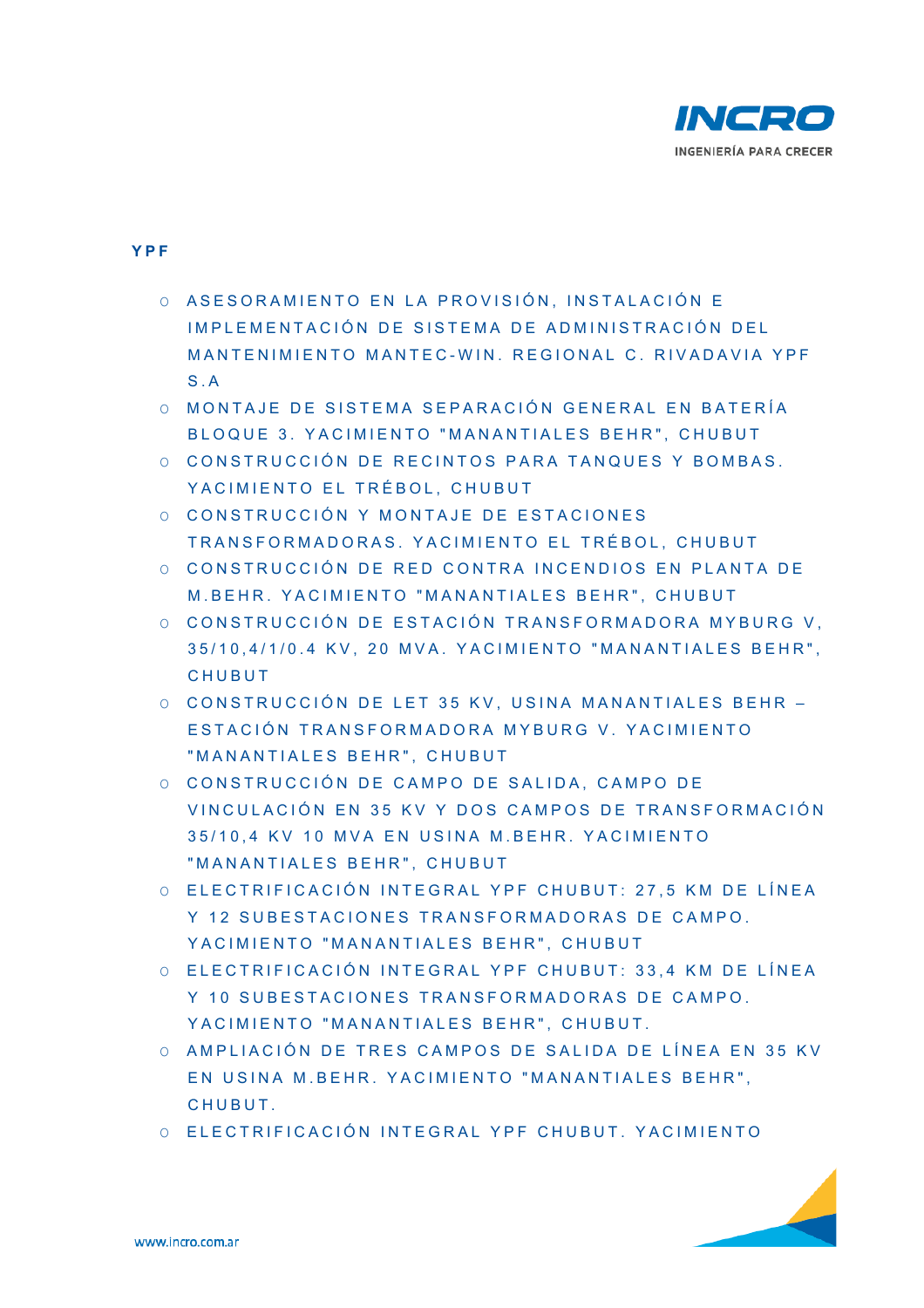**YPF**

- ASESORAMIENTO EN LA PROVISIÓN, INSTALACIÓN E IMPLEMENTACIÓN DE SISTEMA DE ADMINISTRACIÓN DEL MANTENIMIENTO MANTEC-WIN. REGIONAL C. RIVADAVIA YPF S.A
- MONTAJE DE SISTEMA SEPARACIÓN GENERAL EN BATERÍA BLOQUE 3. YACIMIENTO "MANANTIALES BEHR", CHUBUT
- CONSTRUCCIÓN DE RECINTOS PARA TANQUES Y BOMBAS. YACIMIENTO EL TRÉBOL, CHUBUT
- CONSTRUCCIÓN Y MONTAJE DE ESTACIONES TRANSFORMADORAS. YACIMIENTO EL TRÉBOL, CHUBUT
- CONSTRUCCIÓN DE RED CONTRA INCENDIOS EN PLANTA DE M.BEHR. YACIMIENTO "MANANTIALES BEHR", CHUBUT
- CONSTRUCCIÓN DE ESTACIÓN TRANSFORMADORA MYBURG V, 35/10,4/1/0.4 KV, 20 MVA. YACIMIENTO "MANANTIALES BEHR", CHUBUT
- CONSTRUCCIÓN DE LET 35 KV, USINA MANANTIALES BEHR – ESTACIÓN TRANSFORMADORA MYBURG V. YACIMIENTO "MANANTIALES BEHR", CHUBUT
- CONSTRUCCIÓN DE CAMPO DE SALIDA, CAMPO DE VINCULACIÓN EN 35 KV Y DOS CAMPOS DE TRANSFORMACIÓN 35/10,4 KV 10 MVA EN USINA M.BEHR. YACIMIENTO "MANANTIALES BEHR", CHUBUT
- ELECTRIFICACIÓN INTEGRAL YPF CHUBUT: 27,5 KM DE LÍNEA Y 12 SUBESTACIONES TRANSFORMADORAS DE CAMPO. YACIMIENTO "MANANTIALES BEHR", CHUBUT
- ELECTRIFICACIÓN INTEGRAL YPF CHUBUT: 33,4 KM DE LÍNEA Y 10 SUBESTACIONES TRANSFORMADORAS DE CAMPO. YACIMIENTO "MANANTIALES BEHR", CHUBUT.
- AMPLIACIÓN DE TRES CAMPOS DE SALIDA DE LÍNEA EN 35 KV EN USINA M.BEHR. YACIMIENTO "MANANTIALES BEHR", CHUBUT.
- ELECTRIFICACIÓN INTEGRAL YPF CHUBUT. YACIMIENTO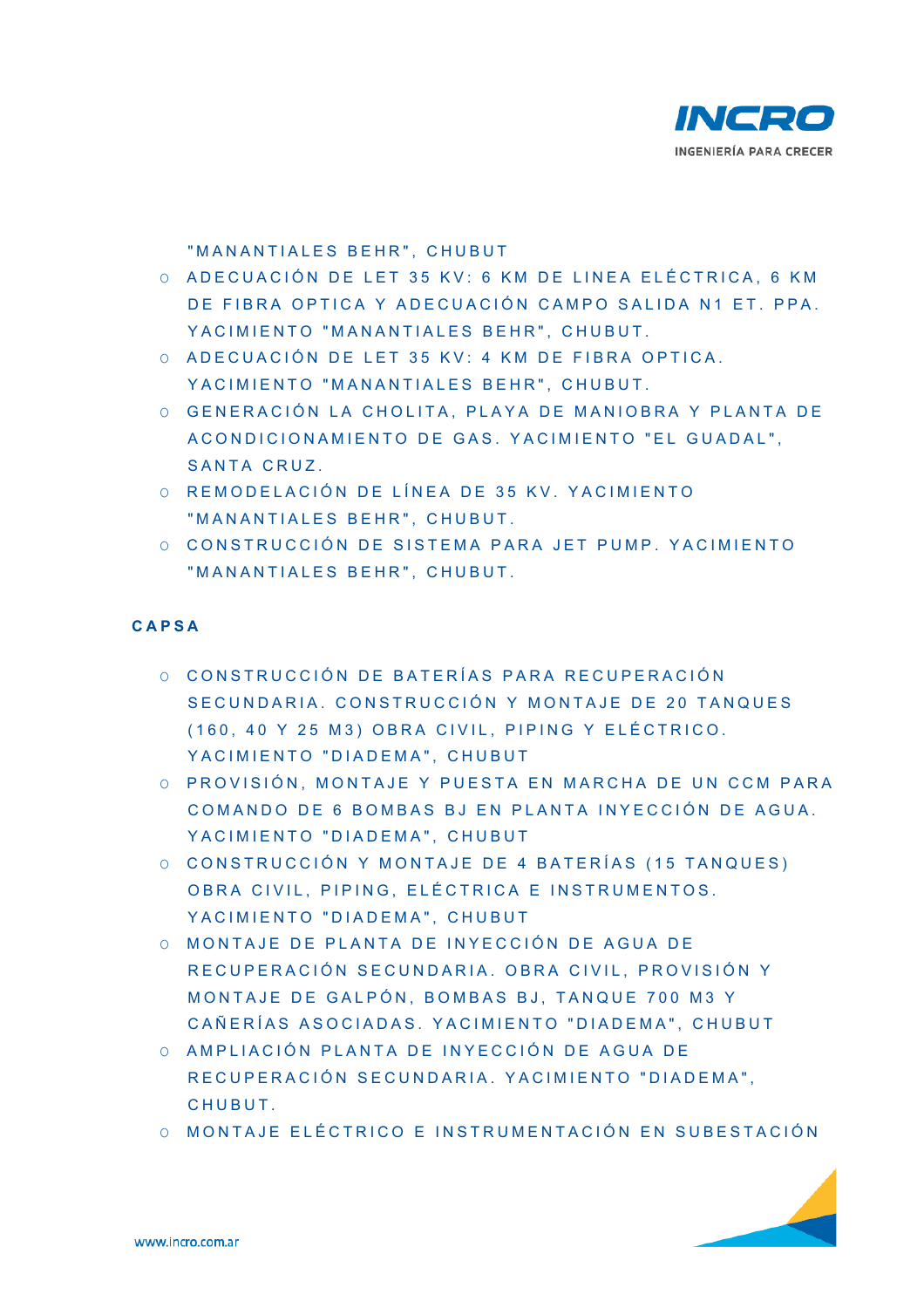"MANANTIALES BEHR", CHUBUT

- ADECUACIÓN DE LET 35 KV: 6 KM DE LINEA ELÉCTRICA, 6 KM DE FIBRA OPTICA Y ADECUACIÓN CAMPO SALIDA N1 ET. PPA. YACIMIENTO "MANANTIALES BEHR", CHUBUT.
- ADECUACIÓN DE LET 35 KV: 4 KM DE FIBRA OPTICA. YACIMIENTO "MANANTIALES BEHR", CHUBUT.
- GENERACIÓN LA CHOLITA, PLAYA DE MANIOBRA Y PLANTA DE ACONDICIONAMIENTO DE GAS. YACIMIENTO "EL GUADAL", SANTA CRUZ.
- REMODELACIÓN DE LÍNEA DE 35 KV. YACIMIENTO "MANANTIALES BEHR", CHUBUT.
- CONSTRUCCIÓN DE SISTEMA PARA JET PUMP. YACIMIENTO "MANANTIALES BEHR", CHUBUT.

**CAPSA**

- CONSTRUCCIÓN DE BATERÍAS PARA RECUPERACIÓN SECUNDARIA. CONSTRUCCIÓN Y MONTAJE DE 20 TANQUES (160, 40 Y 25 M3) OBRA CIVIL, PIPING Y ELÉCTRICO. YACIMIENTO "DIADEMA", CHUBUT
- PROVISIÓN, MONTAJE Y PUESTA EN MARCHA DE UN CCM PARA COMANDO DE 6 BOMBAS BJ EN PLANTA INYECCIÓN DE AGUA. YACIMIENTO "DIADEMA", CHUBUT
- CONSTRUCCIÓN Y MONTAJE DE 4 BATERÍAS (15 TANQUES) OBRA CIVIL, PIPING, ELÉCTRICA E INSTRUMENTOS. YACIMIENTO "DIADEMA", CHUBUT
- MONTAJE DE PLANTA DE INYECCIÓN DE AGUA DE RECUPERACIÓN SECUNDARIA. OBRA CIVIL, PROVISIÓN Y MONTAJE DE GALPÓN, BOMBAS BJ, TANQUE 700 M3 Y CAÑERÍAS ASOCIADAS. YACIMIENTO "DIADEMA", CHUBUT
- AMPLIACIÓN PLANTA DE INYECCIÓN DE AGUA DE RECUPERACIÓN SECUNDARIA. YACIMIENTO "DIADEMA", CHUBUT.
- MONTAJE ELÉCTRICO E INSTRUMENTACIÓN EN SUBESTACIÓN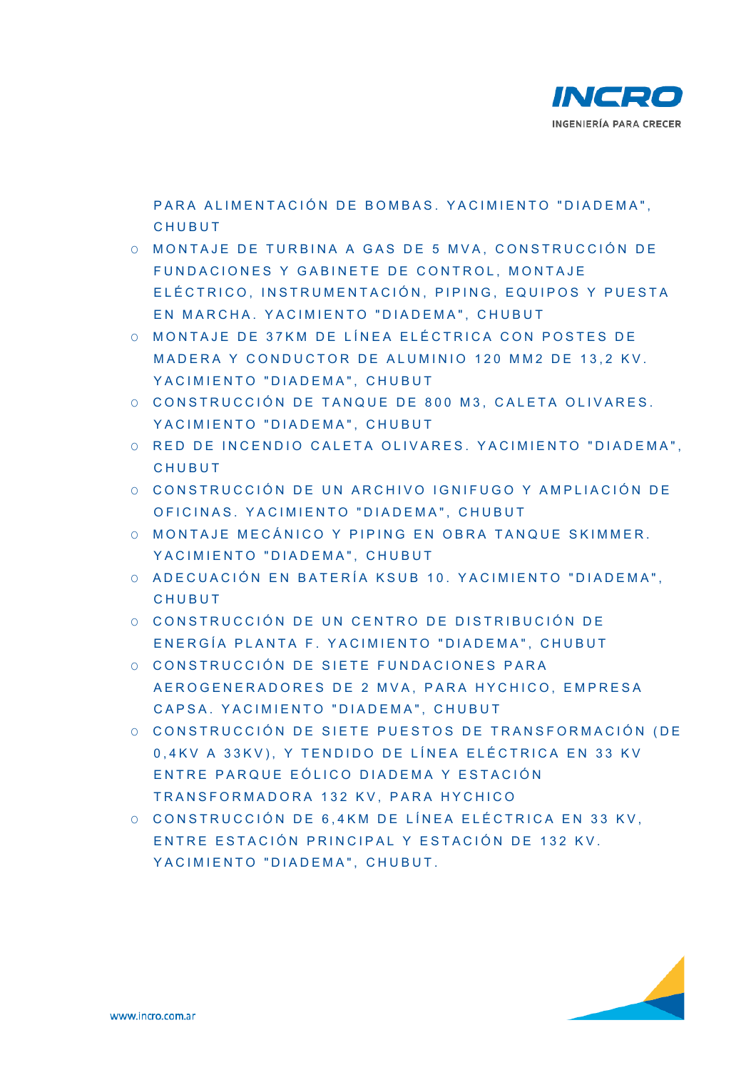PARA ALIMENTACIÓN DE BOMBAS. YACIMIENTO "DIADEMA", CHUBUT

- MONTAJE DE TURBINA A GAS DE 5 MVA, CONSTRUCCIÓN DE FUNDACIONES Y GABINETE DE CONTROL, MONTAJE ELÉCTRICO, INSTRUMENTACIÓN, PIPING, EQUIPOS Y PUESTA EN MARCHA. YACIMIENTO "DIADEMA", CHUBUT
- MONTAJE DE 37KM DE LÍNEA ELÉCTRICA CON POSTES DE MADERA Y CONDUCTOR DE ALUMINIO 120 MM2 DE 13,2 KV. YACIMIENTO "DIADEMA", CHUBUT
- CONSTRUCCIÓN DE TANQUE DE 800 M3, CALETA OLIVARES. YACIMIENTO "DIADEMA", CHUBUT
- RED DE INCENDIO CALETA OLIVARES. YACIMIENTO "DIADEMA", CHUBUT
- CONSTRUCCIÓN DE UN ARCHIVO IGNIFUGO Y AMPLIACIÓN DE OFICINAS. YACIMIENTO "DIADEMA", CHUBUT
- MONTAJE MECÁNICO Y PIPING EN OBRA TANQUE SKIMMER. YACIMIENTO "DIADEMA", CHUBUT
- ADECUACIÓN EN BATERÍA KSUB 10. YACIMIENTO "DIADEMA", CHUBUT
- CONSTRUCCIÓN DE UN CENTRO DE DISTRIBUCIÓN DE ENERGÍA PLANTA F. YACIMIENTO "DIADEMA", CHUBUT
- CONSTRUCCIÓN DE SIETE FUNDACIONES PARA AEROGENERADORES DE 2 MVA, PARA HYCHICO, EMPRESA CAPSA. YACIMIENTO "DIADEMA", CHUBUT
- CONSTRUCCIÓN DE SIETE PUESTOS DE TRANSFORMACIÓN (DE 0,4KV A 33KV), Y TENDIDO DE LÍNEA ELÉCTRICA EN 33 KV ENTRE PARQUE EÓLICO DIADEMA Y ESTACIÓN TRANSFORMADORA 132 KV, PARA HYCHICO
- CONSTRUCCIÓN DE 6,4KM DE LÍNEA ELÉCTRICA EN 33 KV, ENTRE ESTACIÓN PRINCIPAL Y ESTACIÓN DE 132 KV. YACIMIENTO "DIADEMA", CHUBUT.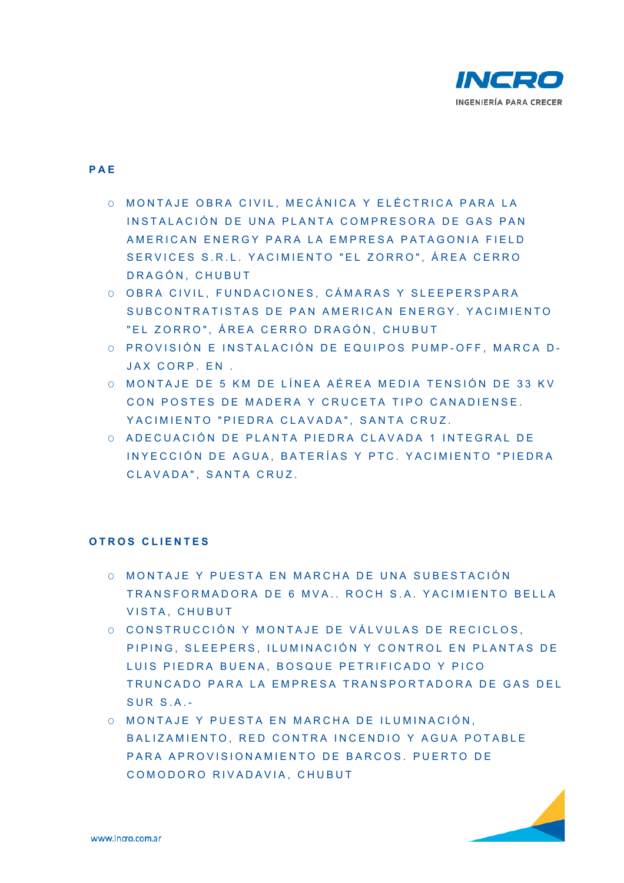## PAE

- MONTAJE OBRA CIVIL, MECÁNICA Y ELÉCTRICA PARA LA INSTALACIÓN DE UNA PLANTA COMPRESORA DE GAS PAN AMERICAN ENERGY PARA LA EMPRESA PATAGONIA FIELD SERVICES S.R.L. YACIMIENTO "EL ZORRO", ÁREA CERRO DRAGÓN, CHUBUT
- OBRA CIVIL, FUNDACIONES, CÁMARAS Y SLEEPERSPARA SUBCONTRATISTAS DE PAN AMERICAN ENERGY. YACIMIENTO "EL ZORRO", ÁREA CERRO DRAGÓN, CHUBUT
- PROVISIÓN E INSTALACIÓN DE EQUIPOS PUMP-OFF, MARCA D-JAX CORP. EN .
- MONTAJE DE 5 KM DE LÍNEA AÉREA MEDIA TENSIÓN DE 33 KV CON POSTES DE MADERA Y CRUCETA TIPO CANADIENSE. YACIMIENTO "PIEDRA CLAVADA", SANTA CRUZ.
- ADECUACIÓN DE PLANTA PIEDRA CLAVADA 1 INTEGRAL DE INYECCIÓN DE AGUA, BATERÍAS Y PTC. YACIMIENTO "PIEDRA CLAVADA", SANTA CRUZ.

## OTROS CLIENTES

- MONTAJE Y PUESTA EN MARCHA DE UNA SUBESTACIÓN TRANSFORMADORA DE 6 MVA.. ROCH S.A. YACIMIENTO BELLA VISTA, CHUBUT
- CONSTRUCCIÓN Y MONTAJE DE VÁLVULAS DE RECICLOS, PIPING, SLEEPERS, ILUMINACIÓN Y CONTROL EN PLANTAS DE LUIS PIEDRA BUENA, BOSQUE PETRIFICADO Y PICO TRUNCADO PARA LA EMPRESA TRANSPORTADORA DE GAS DEL SUR S.A.-
- MONTAJE Y PUESTA EN MARCHA DE ILUMINACIÓN, BALIZAMIENTO, RED CONTRA INCENDIO Y AGUA POTABLE PARA APROVISIONAMIENTO DE BARCOS. PUERTO DE COMODORO RIVADAVIA, CHUBUT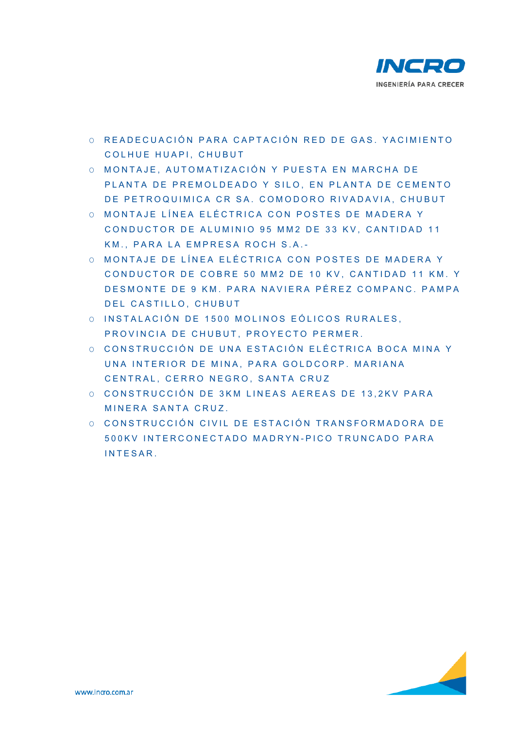- READECUACIÓN PARA CAPTACIÓN RED DE GAS. YACIMIENTO COLHUE HUAPI, CHUBUT
- MONTAJE, AUTOMATIZACIÓN Y PUESTA EN MARCHA DE PLANTA DE PREMOLDEADO Y SILO, EN PLANTA DE CEMENTO DE PETROQUIMICA CR SA. COMODORO RIVADAVIA, CHUBUT
- MONTAJE LÍNEA ELÉCTRICA CON POSTES DE MADERA Y CONDUCTOR DE ALUMINIO 95 MM2 DE 33 KV, CANTIDAD 11 KM., PARA LA EMPRESA ROCH S.A.-
- MONTAJE DE LÍNEA ELÉCTRICA CON POSTES DE MADERA Y CONDUCTOR DE COBRE 50 MM2 DE 10 KV, CANTIDAD 11 KM. Y DESMONTE DE 9 KM. PARA NAVIERA PÉREZ COMPANC. PAMPA DEL CASTILLO, CHUBUT
- INSTALACIÓN DE 1500 MOLINOS EÓLICOS RURALES, PROVINCIA DE CHUBUT, PROYECTO PERMER.
- CONSTRUCCIÓN DE UNA ESTACIÓN ELÉCTRICA BOCA MINA Y UNA INTERIOR DE MINA, PARA GOLDCORP. MARIANA CENTRAL, CERRO NEGRO, SANTA CRUZ
- CONSTRUCCIÓN DE 3KM LINEAS AEREAS DE 13,2KV PARA MINERA SANTA CRUZ.
- CONSTRUCCIÓN CIVIL DE ESTACIÓN TRANSFORMADORA DE 500KV INTERCONECTADO MADRYN-PICO TRUNCADO PARA INTESAR.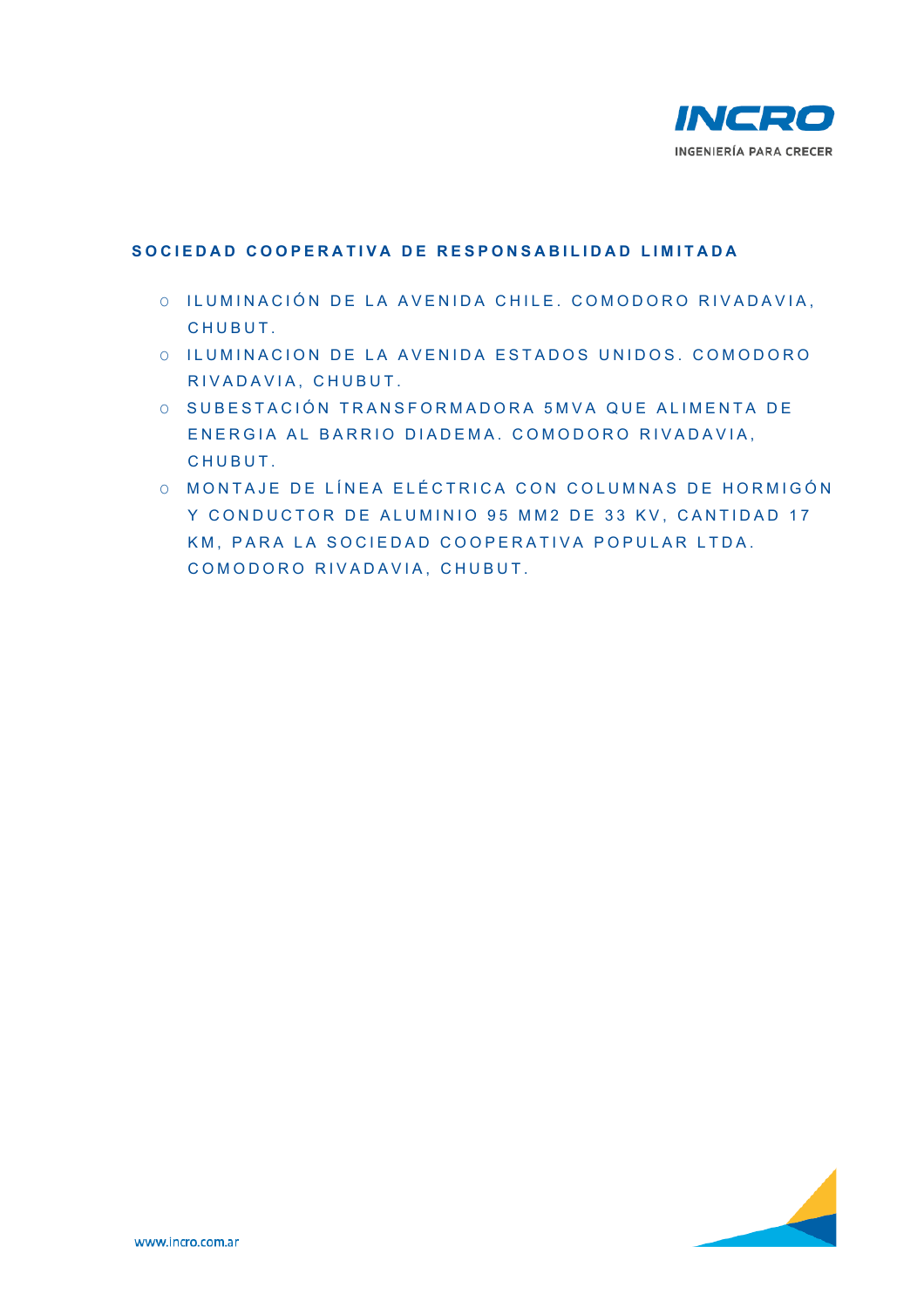## SOCIEDAD COOPERATIVA DE RESPONSABILIDAD LIMITADA

- ILUMINACIÓN DE LA AVENIDA CHILE. COMODORO RIVADAVIA, CHUBUT.
- ILUMINACION DE LA AVENIDA ESTADOS UNIDOS. COMODORO RIVADAVIA, CHUBUT.
- SUBESTACIÓN TRANSFORMADORA 5MVA QUE ALIMENTA DE ENERGIA AL BARRIO DIADEMA. COMODORO RIVADAVIA, CHUBUT.
- MONTAJE DE LÍNEA ELÉCTRICA CON COLUMNAS DE HORMIGÓN Y CONDUCTOR DE ALUMINIO 95 MM2 DE 33 KV, CANTIDAD 17 KM, PARA LA SOCIEDAD COOPERATIVA POPULAR LTDA. COMODORO RIVADAVIA, CHUBUT.